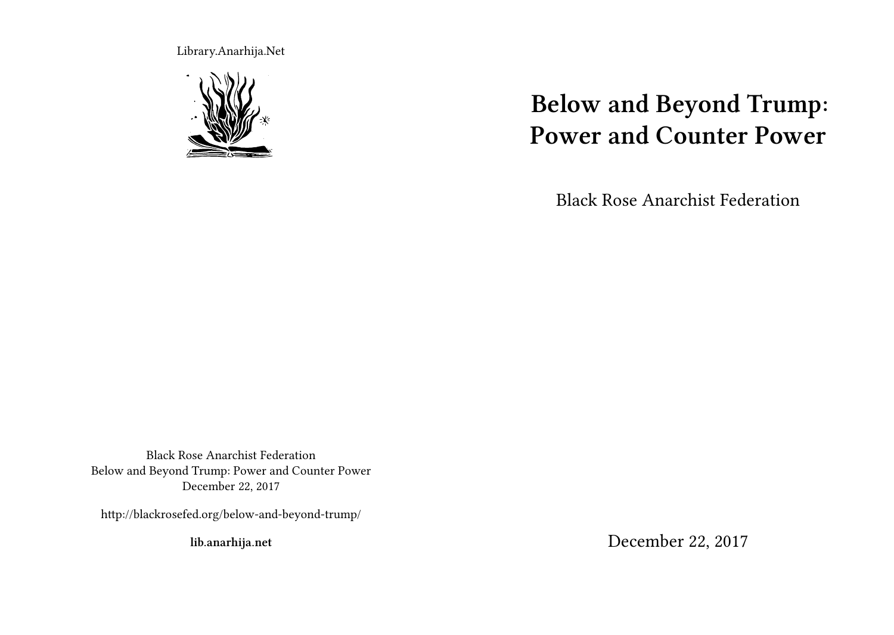Library.Anarhija.Net

# Below and Beyond Trump: Power and Counter Power

Black Rose Anarchist Federation

December 22, 2017

Black Rose Anarchist Federation
Below and Beyond Trump: Power and Counter Power
December 22, 2017

http://blackrosefed.org/below-and-beyond-trump/

**lib.anarhija.net**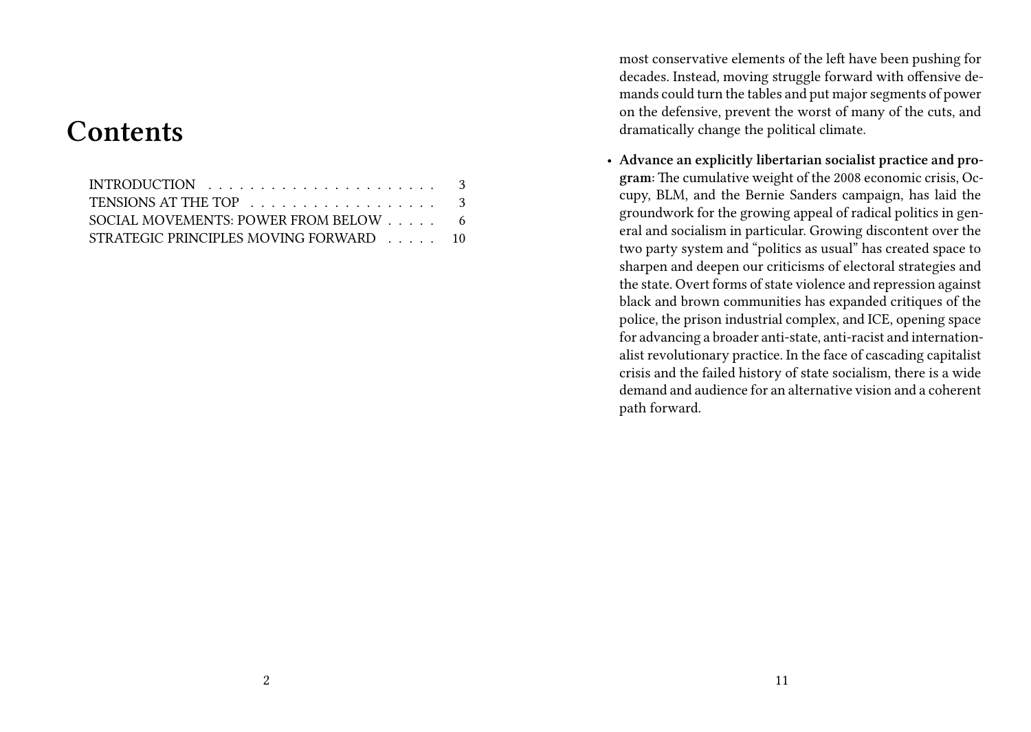# Contents

INTRODUCTION . . . . . . . . . . . . . . . . . . . . . 3
TENSIONS AT THE TOP . . . . . . . . . . . . . . . . . 3
SOCIAL MOVEMENTS: POWER FROM BELOW . . . . . 6
STRATEGIC PRINCIPLES MOVING FORWARD . . . . . 10

most conservative elements of the left have been pushing for decades. Instead, moving struggle forward with offensive demands could turn the tables and put major segments of power on the defensive, prevent the worst of many of the cuts, and dramatically change the political climate.

- **Advance an explicitly libertarian socialist practice and program**: The cumulative weight of the 2008 economic crisis, Occupy, BLM, and the Bernie Sanders campaign, has laid the groundwork for the growing appeal of radical politics in general and socialism in particular. Growing discontent over the two party system and "politics as usual" has created space to sharpen and deepen our criticisms of electoral strategies and the state. Overt forms of state violence and repression against black and brown communities has expanded critiques of the police, the prison industrial complex, and ICE, opening space for advancing a broader anti-state, anti-racist and internationalist revolutionary practice. In the face of cascading capitalist crisis and the failed history of state socialism, there is a wide demand and audience for an alternative vision and a coherent path forward.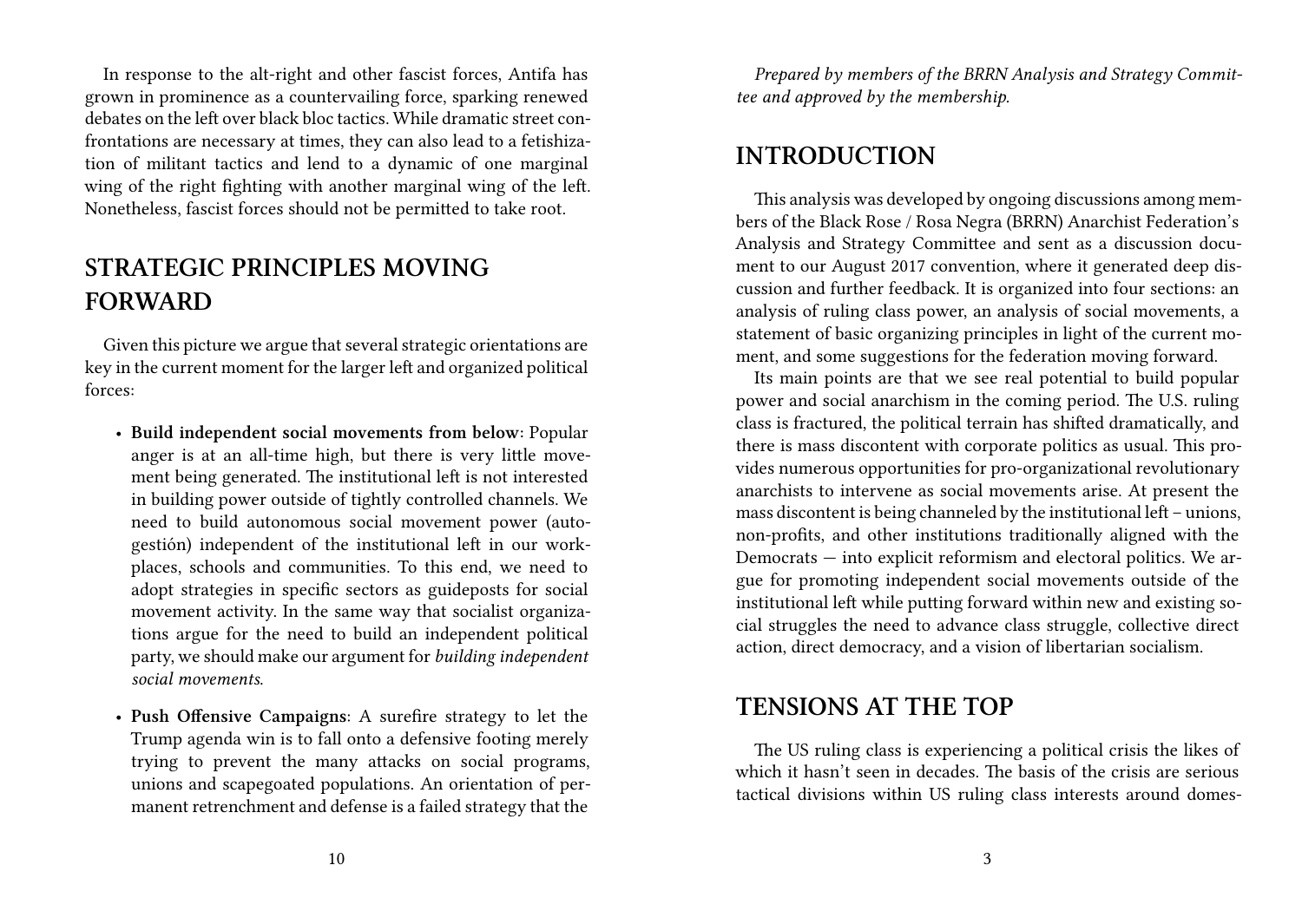In response to the alt-right and other fascist forces, Antifa has grown in prominence as a countervailing force, sparking renewed debates on the left over black bloc tactics. While dramatic street confrontations are necessary at times, they can also lead to a fetishization of militant tactics and lend to a dynamic of one marginal wing of the right fighting with another marginal wing of the left. Nonetheless, fascist forces should not be permitted to take root.

## STRATEGIC PRINCIPLES MOVING FORWARD

Given this picture we argue that several strategic orientations are key in the current moment for the larger left and organized political forces:

- **Build independent social movements from below**: Popular anger is at an all-time high, but there is very little movement being generated. The institutional left is not interested in building power outside of tightly controlled channels. We need to build autonomous social movement power (autogestión) independent of the institutional left in our workplaces, schools and communities. To this end, we need to adopt strategies in specific sectors as guideposts for social movement activity. In the same way that socialist organizations argue for the need to build an independent political party, we should make our argument for *building independent social movements*.
- **Push Offensive Campaigns**: A surefire strategy to let the Trump agenda win is to fall onto a defensive footing merely trying to prevent the many attacks on social programs, unions and scapegoated populations. An orientation of permanent retrenchment and defense is a failed strategy that the

*Prepared by members of the BRRN Analysis and Strategy Committee and approved by the membership.*

## INTRODUCTION

This analysis was developed by ongoing discussions among members of the Black Rose / Rosa Negra (BRRN) Anarchist Federation's Analysis and Strategy Committee and sent as a discussion document to our August 2017 convention, where it generated deep discussion and further feedback. It is organized into four sections: an analysis of ruling class power, an analysis of social movements, a statement of basic organizing principles in light of the current moment, and some suggestions for the federation moving forward.

Its main points are that we see real potential to build popular power and social anarchism in the coming period. The U.S. ruling class is fractured, the political terrain has shifted dramatically, and there is mass discontent with corporate politics as usual. This provides numerous opportunities for pro-organizational revolutionary anarchists to intervene as social movements arise. At present the mass discontent is being channeled by the institutional left – unions, non-profits, and other institutions traditionally aligned with the Democrats — into explicit reformism and electoral politics. We argue for promoting independent social movements outside of the institutional left while putting forward within new and existing social struggles the need to advance class struggle, collective direct action, direct democracy, and a vision of libertarian socialism.

## TENSIONS AT THE TOP

The US ruling class is experiencing a political crisis the likes of which it hasn't seen in decades. The basis of the crisis are serious tactical divisions within US ruling class interests around domes-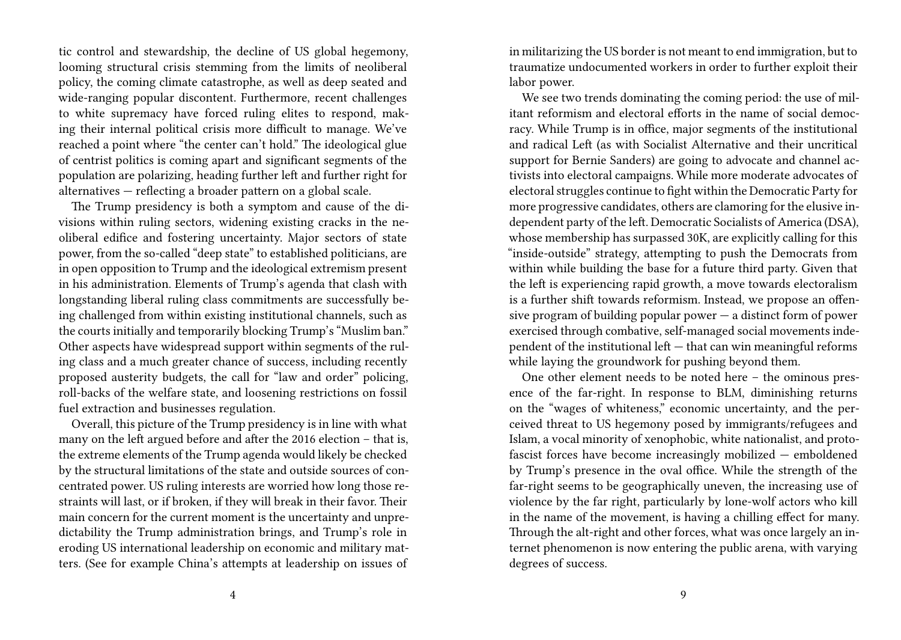tic control and stewardship, the decline of US global hegemony, looming structural crisis stemming from the limits of neoliberal policy, the coming climate catastrophe, as well as deep seated and wide-ranging popular discontent. Furthermore, recent challenges to white supremacy have forced ruling elites to respond, making their internal political crisis more difficult to manage. We've reached a point where "the center can't hold." The ideological glue of centrist politics is coming apart and significant segments of the population are polarizing, heading further left and further right for alternatives — reflecting a broader pattern on a global scale.

The Trump presidency is both a symptom and cause of the divisions within ruling sectors, widening existing cracks in the neoliberal edifice and fostering uncertainty. Major sectors of state power, from the so-called "deep state" to established politicians, are in open opposition to Trump and the ideological extremism present in his administration. Elements of Trump's agenda that clash with longstanding liberal ruling class commitments are successfully being challenged from within existing institutional channels, such as the courts initially and temporarily blocking Trump's "Muslim ban." Other aspects have widespread support within segments of the ruling class and a much greater chance of success, including recently proposed austerity budgets, the call for "law and order" policing, roll-backs of the welfare state, and loosening restrictions on fossil fuel extraction and businesses regulation.

Overall, this picture of the Trump presidency is in line with what many on the left argued before and after the 2016 election – that is, the extreme elements of the Trump agenda would likely be checked by the structural limitations of the state and outside sources of concentrated power. US ruling interests are worried how long those restraints will last, or if broken, if they will break in their favor. Their main concern for the current moment is the uncertainty and unpredictability the Trump administration brings, and Trump's role in eroding US international leadership on economic and military matters. (See for example China's attempts at leadership on issues of

in militarizing the US border is not meant to end immigration, but to traumatize undocumented workers in order to further exploit their labor power.

We see two trends dominating the coming period: the use of militant reformism and electoral efforts in the name of social democracy. While Trump is in office, major segments of the institutional and radical Left (as with Socialist Alternative and their uncritical support for Bernie Sanders) are going to advocate and channel activists into electoral campaigns. While more moderate advocates of electoral struggles continue to fight within the Democratic Party for more progressive candidates, others are clamoring for the elusive independent party of the left. Democratic Socialists of America (DSA), whose membership has surpassed 30K, are explicitly calling for this "inside-outside" strategy, attempting to push the Democrats from within while building the base for a future third party. Given that the left is experiencing rapid growth, a move towards electoralism is a further shift towards reformism. Instead, we propose an offensive program of building popular power — a distinct form of power exercised through combative, self-managed social movements independent of the institutional left — that can win meaningful reforms while laying the groundwork for pushing beyond them.

One other element needs to be noted here – the ominous presence of the far-right. In response to BLM, diminishing returns on the "wages of whiteness," economic uncertainty, and the perceived threat to US hegemony posed by immigrants/refugees and Islam, a vocal minority of xenophobic, white nationalist, and proto-fascist forces have become increasingly mobilized — emboldened by Trump's presence in the oval office. While the strength of the far-right seems to be geographically uneven, the increasing use of violence by the far right, particularly by lone-wolf actors who kill in the name of the movement, is having a chilling effect for many. Through the alt-right and other forces, what was once largely an internet phenomenon is now entering the public arena, with varying degrees of success.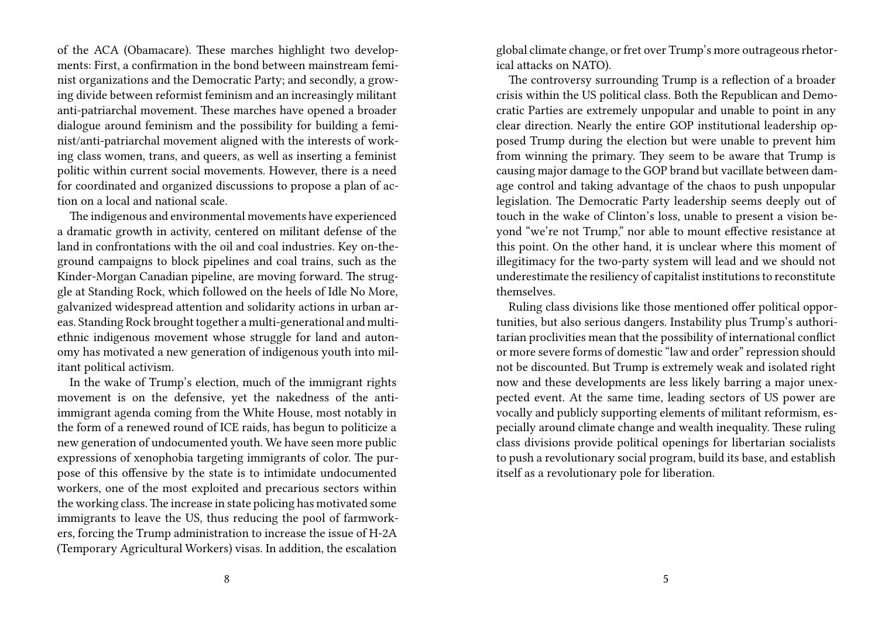of the ACA (Obamacare). These marches highlight two developments: First, a confirmation in the bond between mainstream feminist organizations and the Democratic Party; and secondly, a growing divide between reformist feminism and an increasingly militant anti-patriarchal movement. These marches have opened a broader dialogue around feminism and the possibility for building a feminist/anti-patriarchal movement aligned with the interests of working class women, trans, and queers, as well as inserting a feminist politic within current social movements. However, there is a need for coordinated and organized discussions to propose a plan of action on a local and national scale.

The indigenous and environmental movements have experienced a dramatic growth in activity, centered on militant defense of the land in confrontations with the oil and coal industries. Key on-the-ground campaigns to block pipelines and coal trains, such as the Kinder-Morgan Canadian pipeline, are moving forward. The struggle at Standing Rock, which followed on the heels of Idle No More, galvanized widespread attention and solidarity actions in urban areas. Standing Rock brought together a multi-generational and multi-ethnic indigenous movement whose struggle for land and autonomy has motivated a new generation of indigenous youth into militant political activism.

In the wake of Trump's election, much of the immigrant rights movement is on the defensive, yet the nakedness of the anti-immigrant agenda coming from the White House, most notably in the form of a renewed round of ICE raids, has begun to politicize a new generation of undocumented youth. We have seen more public expressions of xenophobia targeting immigrants of color. The purpose of this offensive by the state is to intimidate undocumented workers, one of the most exploited and precarious sectors within the working class. The increase in state policing has motivated some immigrants to leave the US, thus reducing the pool of farmworkers, forcing the Trump administration to increase the issue of H-2A (Temporary Agricultural Workers) visas. In addition, the escalation

global climate change, or fret over Trump's more outrageous rhetorical attacks on NATO).

The controversy surrounding Trump is a reflection of a broader crisis within the US political class. Both the Republican and Democratic Parties are extremely unpopular and unable to point in any clear direction. Nearly the entire GOP institutional leadership opposed Trump during the election but were unable to prevent him from winning the primary. They seem to be aware that Trump is causing major damage to the GOP brand but vacillate between damage control and taking advantage of the chaos to push unpopular legislation. The Democratic Party leadership seems deeply out of touch in the wake of Clinton's loss, unable to present a vision beyond "we're not Trump," nor able to mount effective resistance at this point. On the other hand, it is unclear where this moment of illegitimacy for the two-party system will lead and we should not underestimate the resiliency of capitalist institutions to reconstitute themselves.

Ruling class divisions like those mentioned offer political opportunities, but also serious dangers. Instability plus Trump's authoritarian proclivities mean that the possibility of international conflict or more severe forms of domestic "law and order" repression should not be discounted. But Trump is extremely weak and isolated right now and these developments are less likely barring a major unexpected event. At the same time, leading sectors of US power are vocally and publicly supporting elements of militant reformism, especially around climate change and wealth inequality. These ruling class divisions provide political openings for libertarian socialists to push a revolutionary social program, build its base, and establish itself as a revolutionary pole for liberation.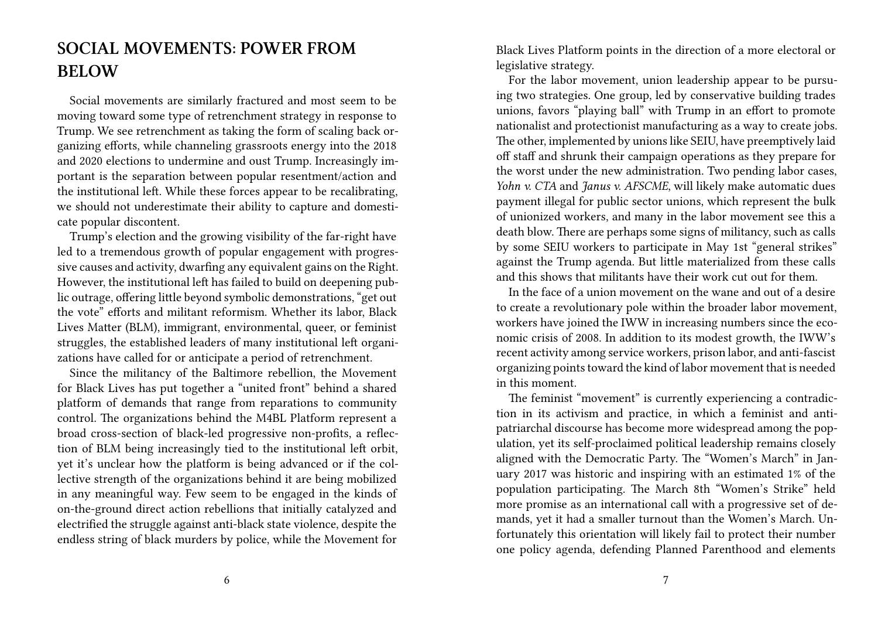## SOCIAL MOVEMENTS: POWER FROM BELOW

Social movements are similarly fractured and most seem to be moving toward some type of retrenchment strategy in response to Trump. We see retrenchment as taking the form of scaling back organizing efforts, while channeling grassroots energy into the 2018 and 2020 elections to undermine and oust Trump. Increasingly important is the separation between popular resentment/action and the institutional left. While these forces appear to be recalibrating, we should not underestimate their ability to capture and domesticate popular discontent.

Trump's election and the growing visibility of the far-right have led to a tremendous growth of popular engagement with progressive causes and activity, dwarfing any equivalent gains on the Right. However, the institutional left has failed to build on deepening public outrage, offering little beyond symbolic demonstrations, "get out the vote" efforts and militant reformism. Whether its labor, Black Lives Matter (BLM), immigrant, environmental, queer, or feminist struggles, the established leaders of many institutional left organizations have called for or anticipate a period of retrenchment.

Since the militancy of the Baltimore rebellion, the Movement for Black Lives has put together a "united front" behind a shared platform of demands that range from reparations to community control. The organizations behind the M4BL Platform represent a broad cross-section of black-led progressive non-profits, a reflection of BLM being increasingly tied to the institutional left orbit, yet it's unclear how the platform is being advanced or if the collective strength of the organizations behind it are being mobilized in any meaningful way. Few seem to be engaged in the kinds of on-the-ground direct action rebellions that initially catalyzed and electrified the struggle against anti-black state violence, despite the endless string of black murders by police, while the Movement for Black Lives Platform points in the direction of a more electoral or legislative strategy.

For the labor movement, union leadership appear to be pursuing two strategies. One group, led by conservative building trades unions, favors "playing ball" with Trump in an effort to promote nationalist and protectionist manufacturing as a way to create jobs. The other, implemented by unions like SEIU, have preemptively laid off staff and shrunk their campaign operations as they prepare for the worst under the new administration. Two pending labor cases, *Yohn v. CTA* and *Janus v. AFSCME*, will likely make automatic dues payment illegal for public sector unions, which represent the bulk of unionized workers, and many in the labor movement see this a death blow. There are perhaps some signs of militancy, such as calls by some SEIU workers to participate in May 1st "general strikes" against the Trump agenda. But little materialized from these calls and this shows that militants have their work cut out for them.

In the face of a union movement on the wane and out of a desire to create a revolutionary pole within the broader labor movement, workers have joined the IWW in increasing numbers since the economic crisis of 2008. In addition to its modest growth, the IWW's recent activity among service workers, prison labor, and anti-fascist organizing points toward the kind of labor movement that is needed in this moment.

The feminist "movement" is currently experiencing a contradiction in its activism and practice, in which a feminist and anti-patriarchal discourse has become more widespread among the population, yet its self-proclaimed political leadership remains closely aligned with the Democratic Party. The "Women's March" in January 2017 was historic and inspiring with an estimated 1% of the population participating. The March 8th "Women's Strike" held more promise as an international call with a progressive set of demands, yet it had a smaller turnout than the Women's March. Unfortunately this orientation will likely fail to protect their number one policy agenda, defending Planned Parenthood and elements